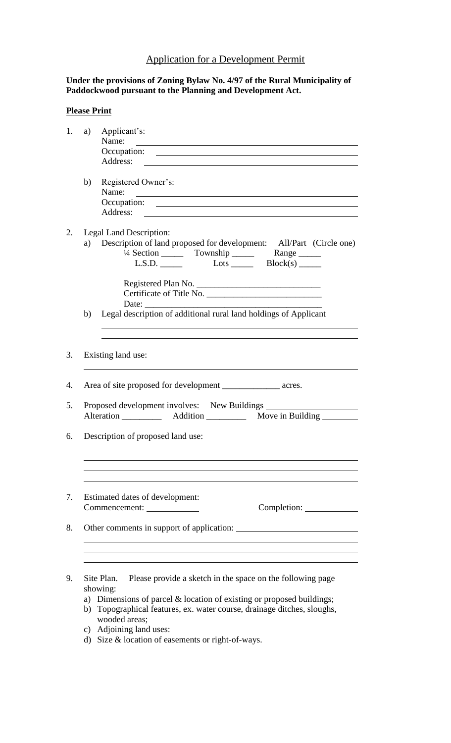# Application for a Development Permit

**Under the provisions of Zoning Bylaw No. 4/97 of the Rural Municipality of Paddockwood pursuant to the Planning and Development Act.**

**Please Print**

1. a) Applicant's:
   Name: ______________________________
   Occupation: ______________________________
   Address: ______________________________

   b) Registered Owner's:
   Name: ______________________________
   Occupation: ______________________________
   Address: ______________________________

2. Legal Land Description:
   a) Description of land proposed for development: All/Part (Circle one)
   ¼ Section _____ Township _____ Range _____
   L.S.D. _____ Lots _____ Block(s) _____

   Registered Plan No. ___________________________
   Certificate of Title No. _________________________
   Date: ________________________________________

   b) Legal description of additional rural land holdings of Applicant
   ______________________________
   ______________________________

3. Existing land use:
   ______________________________

4. Area of site proposed for development _____________ acres.

5. Proposed development involves: New Buildings ____________________
   Alteration _________ Addition _________ Move in Building ________

6. Description of proposed land use:
   ______________________________
   ______________________________
   ______________________________

7. Estimated dates of development:
   Commencement: ___________ Completion: ___________

8. Other comments in support of application: ______________________________
   ______________________________
   ______________________________
   ______________________________

9. Site Plan. Please provide a sketch in the space on the following page showing:
   a) Dimensions of parcel & location of existing or proposed buildings;
   b) Topographical features, ex. water course, drainage ditches, sloughs, wooded areas;
   c) Adjoining land uses:
   d) Size & location of easements or right-of-ways.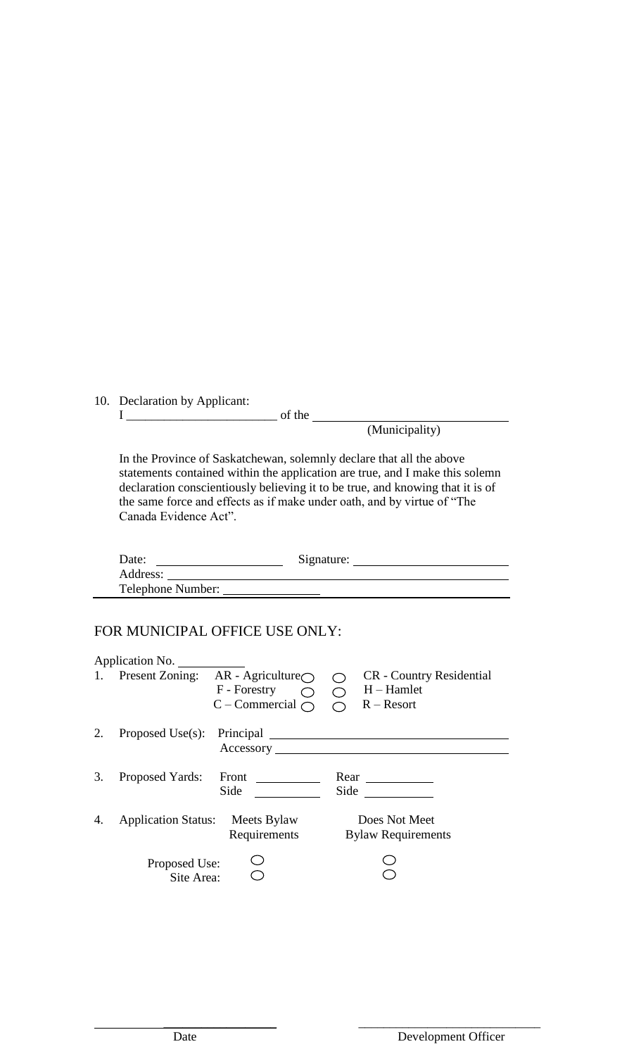10. Declaration by Applicant:

I ________________________ of the ______________________________
(Municipality)

In the Province of Saskatchewan, solemnly declare that all the above statements contained within the application are true, and I make this solemn declaration conscientiously believing it to be true, and knowing that it is of the same force and effects as if make under oath, and by virtue of "The Canada Evidence Act".

Date: ____________________ Signature: ________________________

Address: ________________________________________________

Telephone Number: ________________

## FOR MUNICIPAL OFFICE USE ONLY:

Application No. __________

1. Present Zoning:
   - ○ AR - Agriculture
   - ○ F - Forestry
   - ○ C – Commercial
   - ○ CR - Country Residential
   - ○ H – Hamlet
   - ○ R – Resort

2. Proposed Use(s): Principal ____________________________________
   Accessory ____________________________________

3. Proposed Yards: Front __________ Rear __________
   Side __________ Side __________

4. Application Status:

| | Meets Bylaw Requirements | Does Not Meet Bylaw Requirements |
|---|---|---|
| Proposed Use: | ○ | ○ |
| Site Area: | ○ | ○ |

________________ ____________________________
Date Development Officer